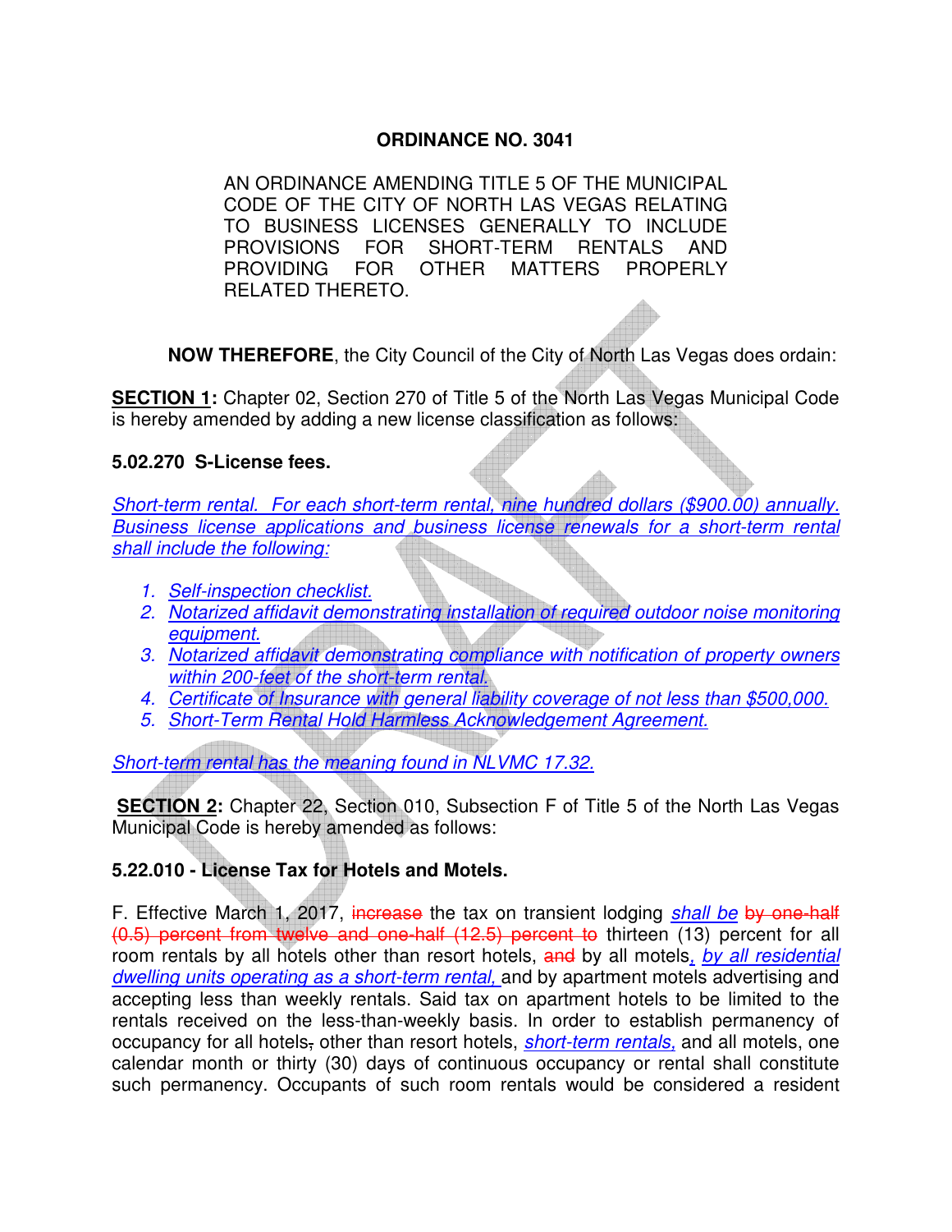# ORDINANCE NO. 3041

AN ORDINANCE AMENDING TITLE 5 OF THE MUNICIPAL CODE OF THE CITY OF NORTH LAS VEGAS RELATING TO BUSINESS LICENSES GENERALLY TO INCLUDE PROVISIONS FOR SHORT-TERM RENTALS AND PROVIDING FOR OTHER MATTERS PROPERLY RELATED THERETO.

**NOW THEREFORE**, the City Council of the City of North Las Vegas does ordain:

**SECTION 1:** Chapter 02, Section 270 of Title 5 of the North Las Vegas Municipal Code is hereby amended by adding a new license classification as follows:

**5.02.270 S-License fees.**

*Short-term rental. For each short-term rental, nine hundred dollars ($900.00) annually. Business license applications and business license renewals for a short-term rental shall include the following:*

1. *Self-inspection checklist.*
2. *Notarized affidavit demonstrating installation of required outdoor noise monitoring equipment.*
3. *Notarized affidavit demonstrating compliance with notification of property owners within 200-feet of the short-term rental.*
4. *Certificate of Insurance with general liability coverage of not less than $500,000.*
5. *Short-Term Rental Hold Harmless Acknowledgement Agreement.*

*Short-term rental has the meaning found in NLVMC 17.32.*

**SECTION 2:** Chapter 22, Section 010, Subsection F of Title 5 of the North Las Vegas Municipal Code is hereby amended as follows:

**5.22.010 - License Tax for Hotels and Motels.**

F. Effective March 1, 2017, ~~increase~~ the tax on transient lodging *shall be* ~~by one-half (0.5) percent from twelve and one-half (12.5) percent to~~ thirteen (13) percent for all room rentals by all hotels other than resort hotels, ~~and~~ by all motels*, by all residential dwelling units operating as a short-term rental,* and by apartment motels advertising and accepting less than weekly rentals. Said tax on apartment hotels to be limited to the rentals received on the less-than-weekly basis. In order to establish permanency of occupancy for all hotels~~,~~ other than resort hotels, *short-term rentals,* and all motels, one calendar month or thirty (30) days of continuous occupancy or rental shall constitute such permanency. Occupants of such room rentals would be considered a resident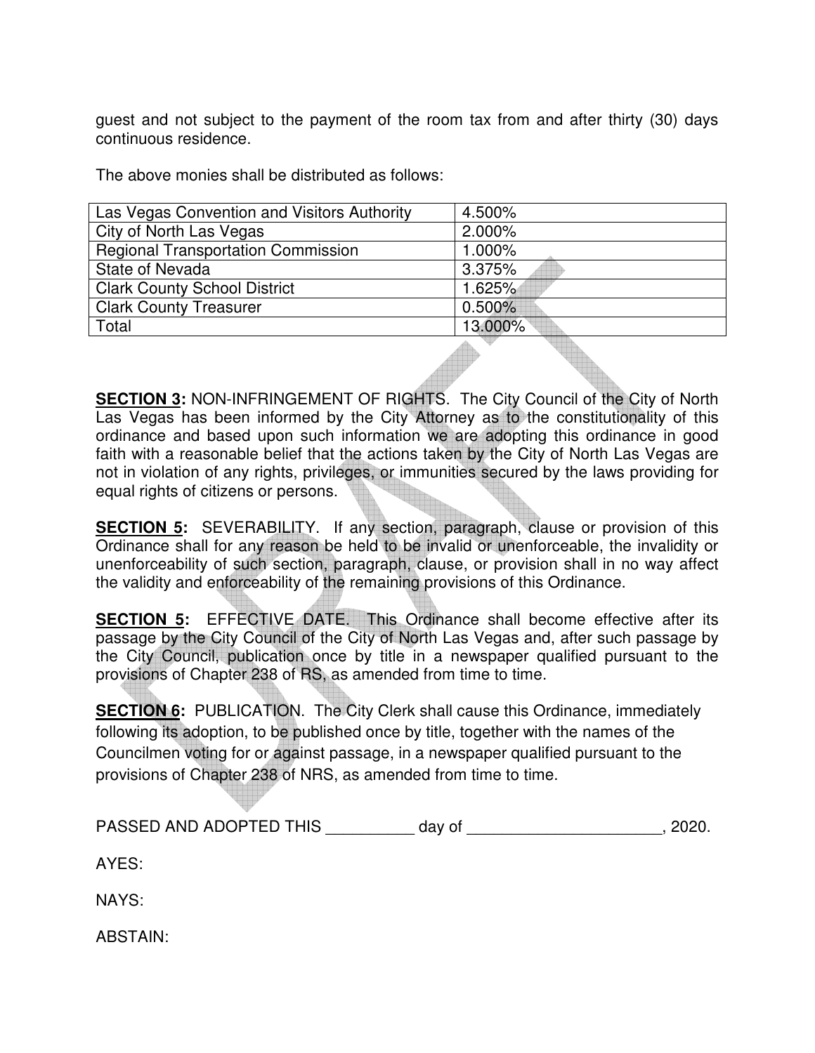guest and not subject to the payment of the room tax from and after thirty (30) days continuous residence.

The above monies shall be distributed as follows:

| Las Vegas Convention and Visitors Authority | 4.500% |
|---|---|
| City of North Las Vegas | 2.000% |
| Regional Transportation Commission | 1.000% |
| State of Nevada | 3.375% |
| Clark County School District | 1.625% |
| Clark County Treasurer | 0.500% |
| Total | 13.000% |

**SECTION 3:** NON-INFRINGEMENT OF RIGHTS. The City Council of the City of North Las Vegas has been informed by the City Attorney as to the constitutionality of this ordinance and based upon such information we are adopting this ordinance in good faith with a reasonable belief that the actions taken by the City of North Las Vegas are not in violation of any rights, privileges, or immunities secured by the laws providing for equal rights of citizens or persons.

**SECTION 5:** SEVERABILITY. If any section, paragraph, clause or provision of this Ordinance shall for any reason be held to be invalid or unenforceable, the invalidity or unenforceability of such section, paragraph, clause, or provision shall in no way affect the validity and enforceability of the remaining provisions of this Ordinance.

**SECTION 5:** EFFECTIVE DATE. This Ordinance shall become effective after its passage by the City Council of the City of North Las Vegas and, after such passage by the City Council, publication once by title in a newspaper qualified pursuant to the provisions of Chapter 238 of RS, as amended from time to time.

**SECTION 6:** PUBLICATION. The City Clerk shall cause this Ordinance, immediately following its adoption, to be published once by title, together with the names of the Councilmen voting for or against passage, in a newspaper qualified pursuant to the provisions of Chapter 238 of NRS, as amended from time to time.

PASSED AND ADOPTED THIS __________ day of ______________________, 2020.

AYES:

NAYS:

ABSTAIN: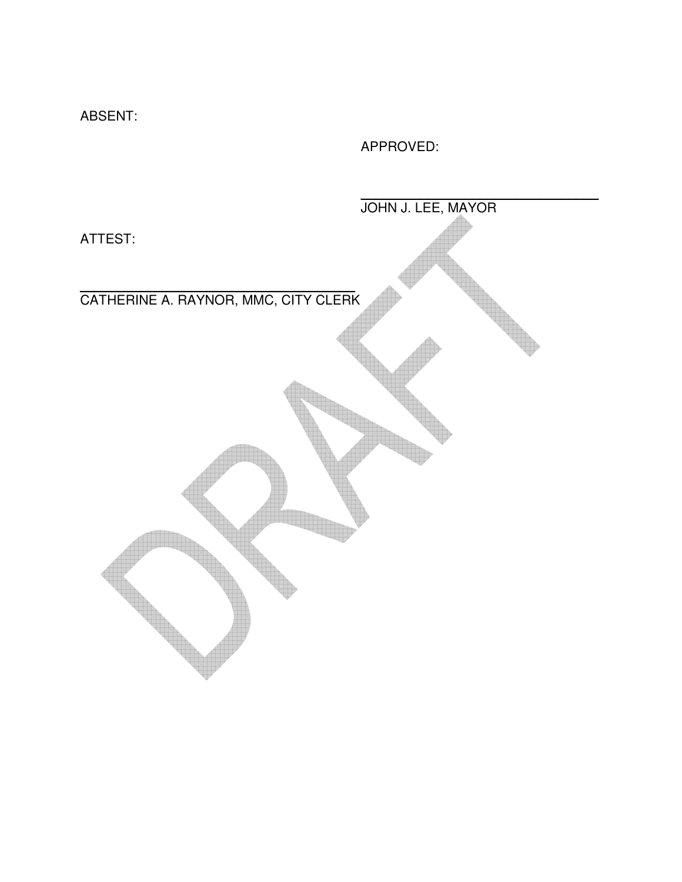ABSENT:

APPROVED:

\_\_\_\_\_\_\_\_\_\_\_\_\_\_\_\_\_\_\_\_\_\_\_\_\_\_\_\_\_\_\_\_\_\_

JOHN J. LEE, MAYOR

ATTEST:

\_\_\_\_\_\_\_\_\_\_\_\_\_\_\_\_\_\_\_\_\_\_\_\_\_\_\_\_\_\_\_\_\_\_

CATHERINE A. RAYNOR, MMC, CITY CLERK

DRAFT